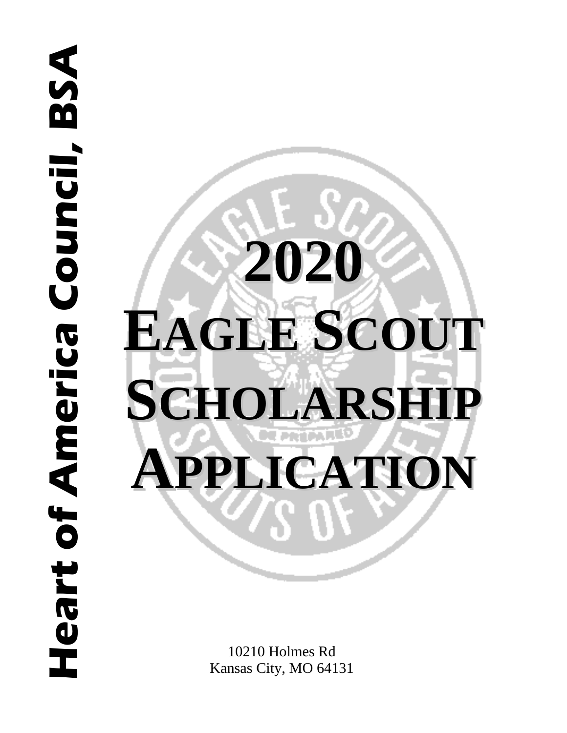**Heart of America Council, BSA**

# 2020 Eagle Scout Scholarship Application

10210 Holmes Rd
Kansas City, MO 64131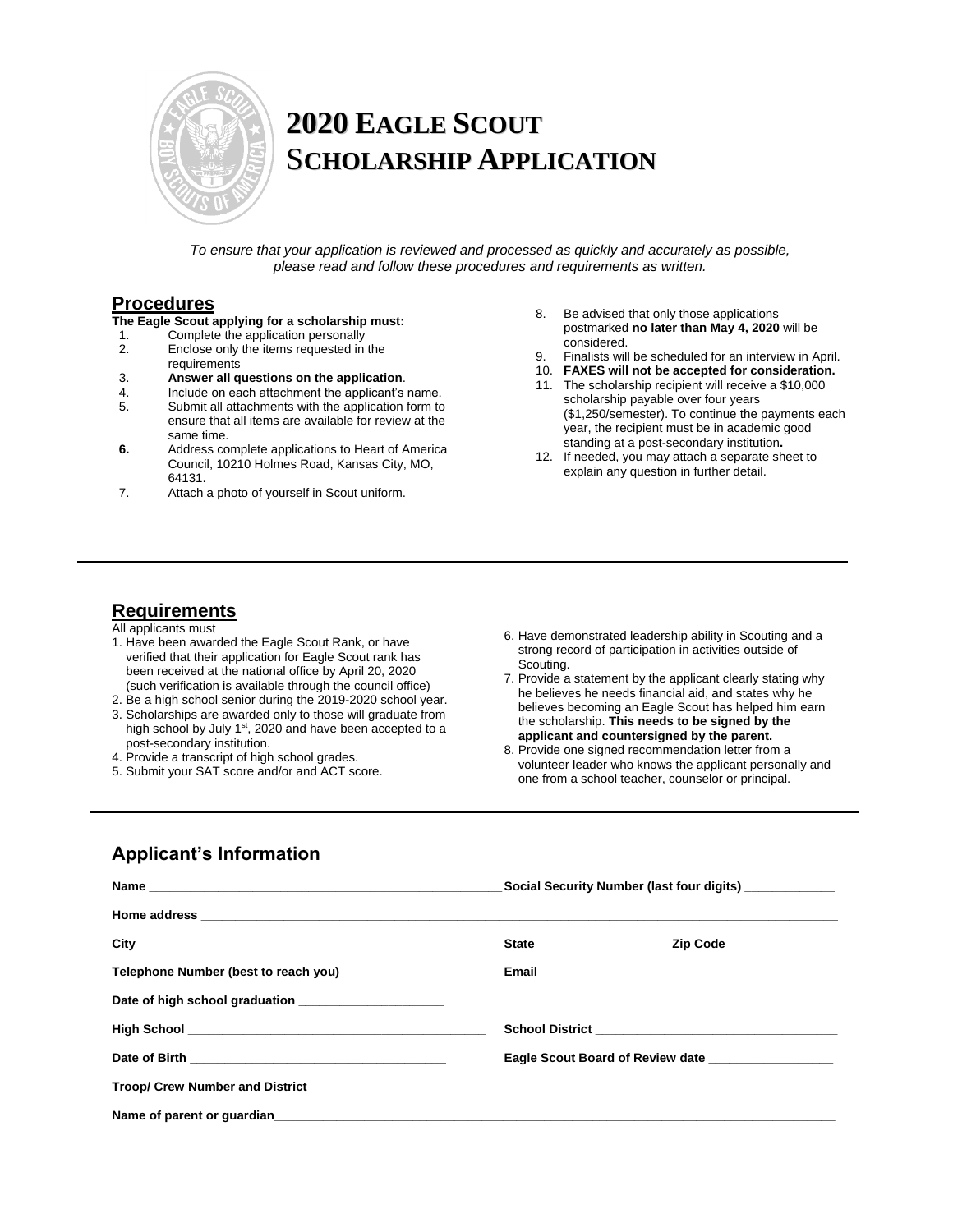# 2020 EAGLE SCOUT SCHOLARSHIP APPLICATION

*To ensure that your application is reviewed and processed as quickly and accurately as possible, please read and follow these procedures and requirements as written.*

## Procedures

**The Eagle Scout applying for a scholarship must:**

1. Complete the application personally
2. Enclose only the items requested in the requirements
3. **Answer all questions on the application**.
4. Include on each attachment the applicant's name.
5. Submit all attachments with the application form to ensure that all items are available for review at the same time.
6. Address complete applications to Heart of America Council, 10210 Holmes Road, Kansas City, MO, 64131.
7. Attach a photo of yourself in Scout uniform.
8. Be advised that only those applications postmarked **no later than May 4, 2020** will be considered.
9. Finalists will be scheduled for an interview in April.
10. **FAXES will not be accepted for consideration.**
11. The scholarship recipient will receive a $10,000 scholarship payable over four years ($1,250/semester). To continue the payments each year, the recipient must be in academic good standing at a post-secondary institution**.**
12. If needed, you may attach a separate sheet to explain any question in further detail.

## Requirements

All applicants must

1. Have been awarded the Eagle Scout Rank, or have verified that their application for Eagle Scout rank has been received at the national office by April 20, 2020 (such verification is available through the council office)
2. Be a high school senior during the 2019-2020 school year.
3. Scholarships are awarded only to those will graduate from high school by July 1st, 2020 and have been accepted to a post-secondary institution.
4. Provide a transcript of high school grades.
5. Submit your SAT score and/or and ACT score.
6. Have demonstrated leadership ability in Scouting and a strong record of participation in activities outside of Scouting.
7. Provide a statement by the applicant clearly stating why he believes he needs financial aid, and states why he believes becoming an Eagle Scout has helped him earn the scholarship. **This needs to be signed by the applicant and countersigned by the parent.**
8. Provide one signed recommendation letter from a volunteer leader who knows the applicant personally and one from a school teacher, counselor or principal.

## Applicant's Information

**Name** ______________________________ **Social Security Number (last four digits)** ____________

**Home address** ______________________________

**City** ______________________________ **State** ____________ **Zip Code** ____________

**Telephone Number (best to reach you)** ____________ **Email** ______________________________

**Date of high school graduation** ____________

**High School** ______________________________ **School District** ______________________________

**Date of Birth** ______________________________ **Eagle Scout Board of Review date** ____________

**Troop/ Crew Number and District** ______________________________

**Name of parent or guardian** ______________________________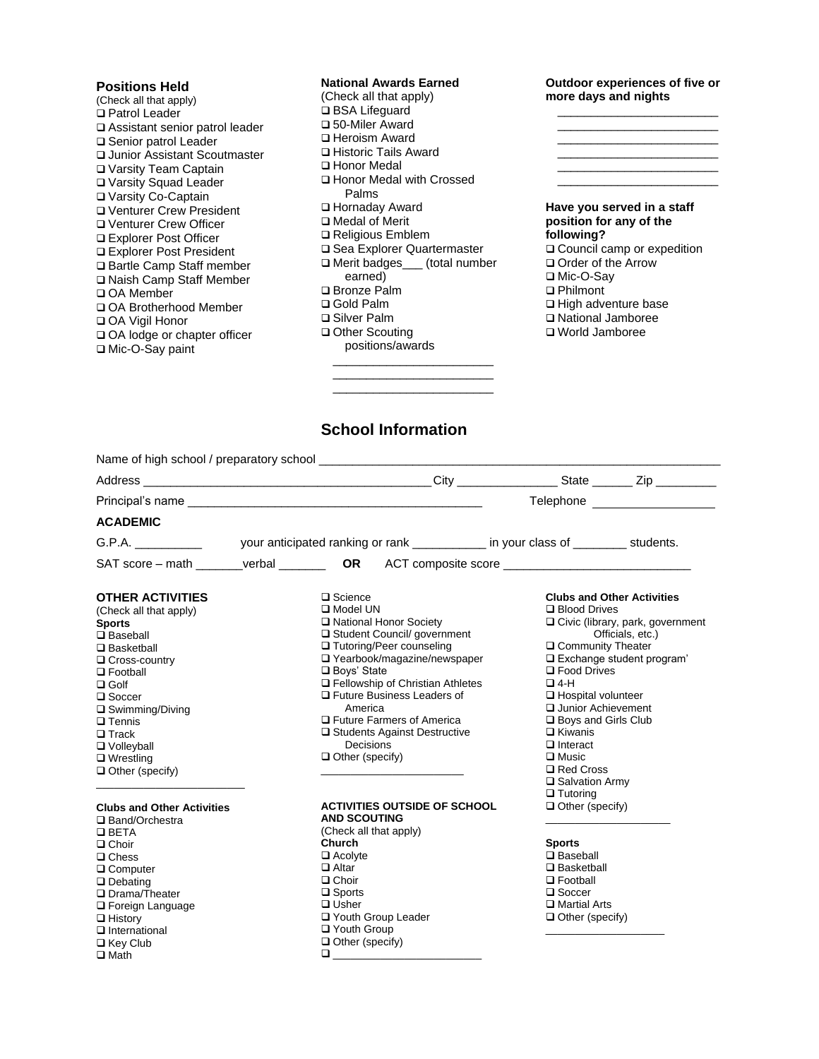**Positions Held**

(Check all that apply)

- ❑ Patrol Leader
- ❑ Assistant senior patrol leader
- ❑ Senior patrol Leader
- ❑ Junior Assistant Scoutmaster
- ❑ Varsity Team Captain
- ❑ Varsity Squad Leader
- ❑ Varsity Co-Captain
- ❑ Venturer Crew President
- ❑ Venturer Crew Officer
- ❑ Explorer Post Officer
- ❑ Explorer Post President
- ❑ Bartle Camp Staff member
- ❑ Naish Camp Staff Member
- ❑ OA Member
- ❑ OA Brotherhood Member
- ❑ OA Vigil Honor
- ❑ OA lodge or chapter officer
- ❑ Mic-O-Say paint

**National Awards Earned**

(Check all that apply)

- ❑ BSA Lifeguard
- ❑ 50-Miler Award
- ❑ Heroism Award
- ❑ Historic Tails Award
- ❑ Honor Medal
- ❑ Honor Medal with Crossed Palms
- ❑ Hornaday Award
- ❑ Medal of Merit
- ❑ Religious Emblem
- ❑ Sea Explorer Quartermaster
- ❑ Merit badges___ (total number earned)
- ❑ Bronze Palm
- ❑ Gold Palm
- ❑ Silver Palm
- ❑ Other Scouting positions/awards

________________________
________________________
________________________

**Outdoor experiences of five or more days and nights**

________________________
________________________
________________________
________________________
________________________
________________________

**Have you served in a staff position for any of the following?**

- ❑ Council camp or expedition
- ❑ Order of the Arrow
- ❑ Mic-O-Say
- ❑ Philmont
- ❑ High adventure base
- ❑ National Jamboree
- ❑ World Jamboree

## School Information

Name of high school / preparatory school ____________________________________________________________

Address __________________________________________ City _______________ State ______ Zip _________

Principal's name ____________________________________________ Telephone __________________

**ACADEMIC**

G.P.A. __________ your anticipated ranking or rank ___________ in your class of ________ students.

SAT score – math _______verbal _______ **OR** ACT composite score ___________________________

**OTHER ACTIVITIES**

(Check all that apply)

**Sports**

- ❑ Baseball
- ❑ Basketball
- ❑ Cross-country
- ❑ Football
- ❑ Golf
- ❑ Soccer
- ❑ Swimming/Diving
- ❑ Tennis
- ❑ Track
- ❑ Volleyball
- ❑ Wrestling
- ❑ Other (specify)

________________________

**Clubs and Other Activities**

- ❑ Band/Orchestra
- ❑ BETA
- ❑ Choir
- ❑ Chess
- ❑ Computer
- ❑ Debating
- ❑ Drama/Theater
- ❑ Foreign Language
- ❑ History
- ❑ International
- ❑ Key Club
- ❑ Math
- ❑ Science
- ❑ Model UN
- ❑ National Honor Society
- ❑ Student Council/ government
- ❑ Tutoring/Peer counseling
- ❑ Yearbook/magazine/newspaper
- ❑ Boys' State
- ❑ Fellowship of Christian Athletes
- ❑ Future Business Leaders of America
- ❑ Future Farmers of America
- ❑ Students Against Destructive Decisions
- ❑ Other (specify)

________________________

**ACTIVITIES OUTSIDE OF SCHOOL AND SCOUTING**

(Check all that apply)

**Church**

- ❑ Acolyte
- ❑ Altar
- ❑ Choir
- ❑ Sports
- ❑ Usher
- ❑ Youth Group Leader
- ❑ Youth Group
- ❑ Other (specify)
- ❑ ________________________

**Clubs and Other Activities**

- ❑ Blood Drives
- ❑ Civic (library, park, government Officials, etc.)
- ❑ Community Theater
- ❑ Exchange student program'
- ❑ Food Drives
- ❑ 4-H
- ❑ Hospital volunteer
- ❑ Junior Achievement
- ❑ Boys and Girls Club
- ❑ Kiwanis
- ❑ Interact
- ❑ Music
- ❑ Red Cross
- ❑ Salvation Army
- ❑ Tutoring
- ❑ Other (specify)

____________________

**Sports**

- ❑ Baseball
- ❑ Basketball
- ❑ Football
- ❑ Soccer
- ❑ Martial Arts
- ❑ Other (specify)

____________________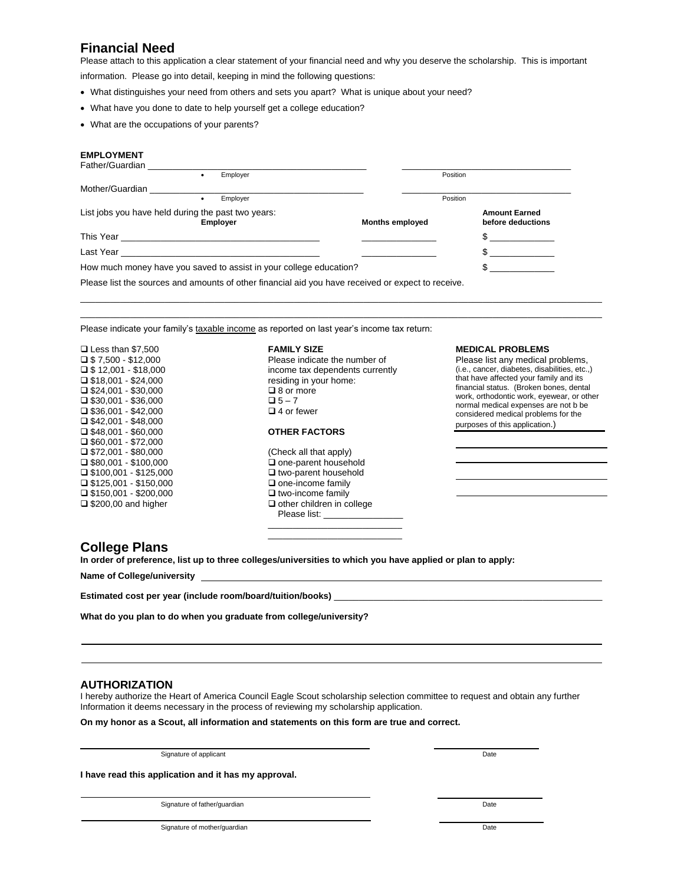## Financial Need

Please attach to this application a clear statement of your financial need and why you deserve the scholarship. This is important information. Please go into detail, keeping in mind the following questions:

- What distinguishes your need from others and sets you apart? What is unique about your need?
- What have you done to date to help yourself get a college education?
- What are the occupations of your parents?

**EMPLOYMENT**

Father/Guardian ______________________________ ______________________________
• Employer Position

Mother/Guardian ______________________________ ______________________________
• Employer Position

List jobs you have held during the past two years:

| | Employer | Months employed | Amount Earned before deductions |
|---|---|---|---|
| This Year | ______________________________ | ____________ | $ ____________ |
| Last Year | ______________________________ | ____________ | $ ____________ |

How much money have you saved to assist in your college education? $ ____________

Please list the sources and amounts of other financial aid you have received or expect to receive.

______________________________________________________________________

______________________________________________________________________

Please indicate your family's taxable income as reported on last year's income tax return:

- ❑ Less than $7,500
- ❑ $ 7,500 - $12,000
- ❑ $ 12,001 - $18,000
- ❑ $18,001 - $24,000
- ❑ $24,001 - $30,000
- ❑ $30,001 - $36,000
- ❑ $36,001 - $42,000
- ❑ $42,001 - $48,000
- ❑ $48,001 - $60,000
- ❑ $60,001 - $72,000
- ❑ $72,001 - $80,000
- ❑ $80,001 - $100,000
- ❑ $100,001 - $125,000
- ❑ $125,001 - $150,000
- ❑ $150,001 - $200,000
- ❑ $200,00 and higher

**FAMILY SIZE**

Please indicate the number of income tax dependents currently residing in your home:

- ❑ 8 or more
- ❑ 5 – 7
- ❑ 4 or fewer

**OTHER FACTORS**

(Check all that apply)

- ❑ one-parent household
- ❑ two-parent household
- ❑ one-income family
- ❑ two-income family
- ❑ other children in college
  Please list: ________________

______________________________

______________________________

**MEDICAL PROBLEMS**

Please list any medical problems, (i.e., cancer, diabetes, disabilities, etc.,) that have affected your family and its financial status. (Broken bones, dental work, orthodontic work, eyewear, or other normal medical expenses are not b be considered medical problems for the purposes of this application.)

______________________________

______________________________

______________________________

______________________________

______________________________

## College Plans

**In order of preference, list up to three colleges/universities to which you have applied or plan to apply:**

**Name of College/university** ______________________________________________________________

**Estimated cost per year (include room/board/tuition/books)** ________________________________________

**What do you plan to do when you graduate from college/university?**

______________________________________________________________________

______________________________________________________________________

### AUTHORIZATION

I hereby authorize the Heart of America Council Eagle Scout scholarship selection committee to request and obtain any further Information it deems necessary in the process of reviewing my scholarship application.

**On my honor as a Scout, all information and statements on this form are true and correct.**

______________________________________________ ____________________
Signature of applicant Date

**I have read this application and it has my approval.**

______________________________________________ ____________________
Signature of father/guardian Date

______________________________________________ ____________________
Signature of mother/guardian Date